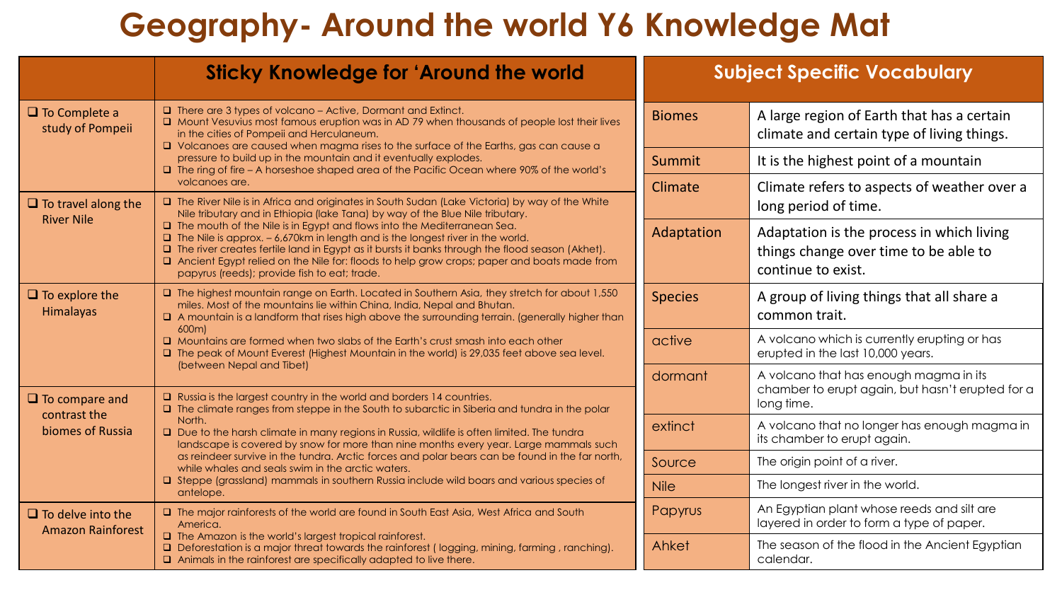# Geography- Around the world Y6 Knowledge Mat

| | Sticky Knowledge for 'Around the world |
|---|---|
| ❑ To Complete a study of Pompeii | ❑ There are 3 types of volcano – Active, Dormant and Extinct.<br>❑ Mount Vesuvius most famous eruption was in AD 79 when thousands of people lost their lives in the cities of Pompeii and Herculaneum.<br>❑ Volcanoes are caused when magma rises to the surface of the Earths, gas can cause a pressure to build up in the mountain and it eventually explodes.<br>❑ The ring of fire – A horseshoe shaped area of the Pacific Ocean where 90% of the world's volcanoes are. |
| ❑ To travel along the River Nile | ❑ The River Nile is in Africa and originates in South Sudan (Lake Victoria) by way of the White Nile tributary and in Ethiopia (lake Tana) by way of the Blue Nile tributary.<br>❑ The mouth of the Nile is in Egypt and flows into the Mediterranean Sea.<br>❑ The Nile is approx. – 6,670km in length and is the longest river in the world.<br>❑ The river creates fertile land in Egypt as it bursts it banks through the flood season (Akhet).<br>❑ Ancient Egypt relied on the Nile for: floods to help grow crops; paper and boats made from papyrus (reeds); provide fish to eat; trade. |
| ❑ To explore the Himalayas | ❑ The highest mountain range on Earth. Located in Southern Asia, they stretch for about 1,550 miles. Most of the mountains lie within China, India, Nepal and Bhutan.<br>❑ A mountain is a landform that rises high above the surrounding terrain. (generally higher than 600m)<br>❑ Mountains are formed when two slabs of the Earth's crust smash into each other<br>❑ The peak of Mount Everest (Highest Mountain in the world) is 29,035 feet above sea level. (between Nepal and Tibet) |
| ❑ To compare and contrast the biomes of Russia | ❑ Russia is the largest country in the world and borders 14 countries.<br>❑ The climate ranges from steppe in the South to subarctic in Siberia and tundra in the polar North.<br>❑ Due to the harsh climate in many regions in Russia, wildlife is often limited. The tundra landscape is covered by snow for more than nine months every year. Large mammals such as reindeer survive in the tundra. Arctic forces and polar bears can be found in the far north, while whales and seals swim in the arctic waters.<br>❑ Steppe (grassland) mammals in southern Russia include wild boars and various species of antelope. |
| ❑ To delve into the Amazon Rainforest | ❑ The major rainforests of the world are found in South East Asia, West Africa and South America.<br>❑ The Amazon is the world's largest tropical rainforest.<br>❑ Deforestation is a major threat towards the rainforest ( logging, mining, farming , ranching).<br>❑ Animals in the rainforest are specifically adapted to live there. |

| Subject Specific Vocabulary | |
|---|---|
| Biomes | A large region of Earth that has a certain climate and certain type of living things. |
| Summit | It is the highest point of a mountain |
| Climate | Climate refers to aspects of weather over a long period of time. |
| Adaptation | Adaptation is the process in which living things change over time to be able to continue to exist. |
| Species | A group of living things that all share a common trait. |
| active | A volcano which is currently erupting or has erupted in the last 10,000 years. |
| dormant | A volcano that has enough magma in its chamber to erupt again, but hasn't erupted for a long time. |
| extinct | A volcano that no longer has enough magma in its chamber to erupt again. |
| Source | The origin point of a river. |
| Nile | The longest river in the world. |
| Papyrus | An Egyptian plant whose reeds and silt are layered in order to form a type of paper. |
| Ahket | The season of the flood in the Ancient Egyptian calendar. |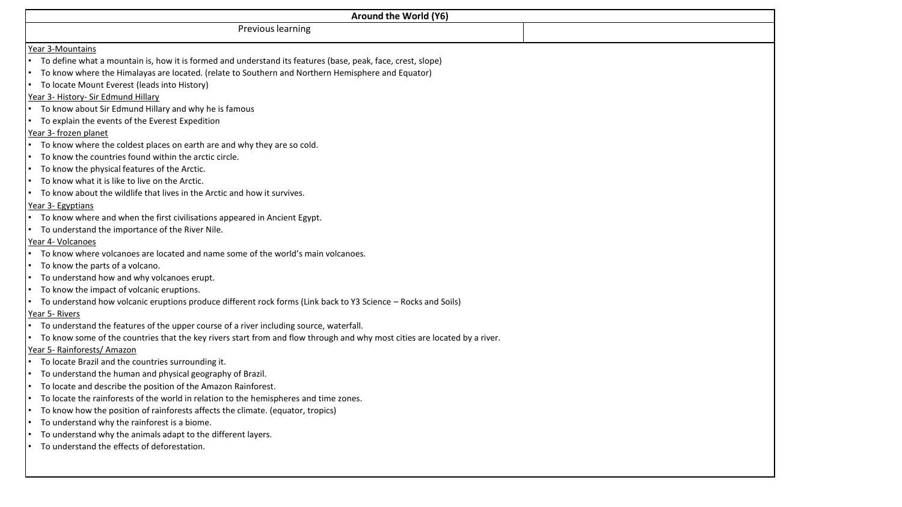| Around the World (Y6) | |
|---|---|
| Previous learning | |

Year 3-Mountains

- To define what a mountain is, how it is formed and understand its features (base, peak, face, crest, slope)
- To know where the Himalayas are located. (relate to Southern and Northern Hemisphere and Equator)
- To locate Mount Everest (leads into History)

Year 3- History- Sir Edmund Hillary

- To know about Sir Edmund Hillary and why he is famous
- To explain the events of the Everest Expedition

Year 3- frozen planet

- To know where the coldest places on earth are and why they are so cold.
- To know the countries found within the arctic circle.
- To know the physical features of the Arctic.
- To know what it is like to live on the Arctic.
- To know about the wildlife that lives in the Arctic and how it survives.

Year 3- Egyptians

- To know where and when the first civilisations appeared in Ancient Egypt.
- To understand the importance of the River Nile.

Year 4- Volcanoes

- To know where volcanoes are located and name some of the world's main volcanoes.
- To know the parts of a volcano.
- To understand how and why volcanoes erupt.
- To know the impact of volcanic eruptions.
- To understand how volcanic eruptions produce different rock forms (Link back to Y3 Science – Rocks and Soils)

Year 5- Rivers

- To understand the features of the upper course of a river including source, waterfall.
- To know some of the countries that the key rivers start from and flow through and why most cities are located by a river.

Year 5- Rainforests/ Amazon

- To locate Brazil and the countries surrounding it.
- To understand the human and physical geography of Brazil.
- To locate and describe the position of the Amazon Rainforest.
- To locate the rainforests of the world in relation to the hemispheres and time zones.
- To know how the position of rainforests affects the climate. (equator, tropics)
- To understand why the rainforest is a biome.
- To understand why the animals adapt to the different layers.
- To understand the effects of deforestation.